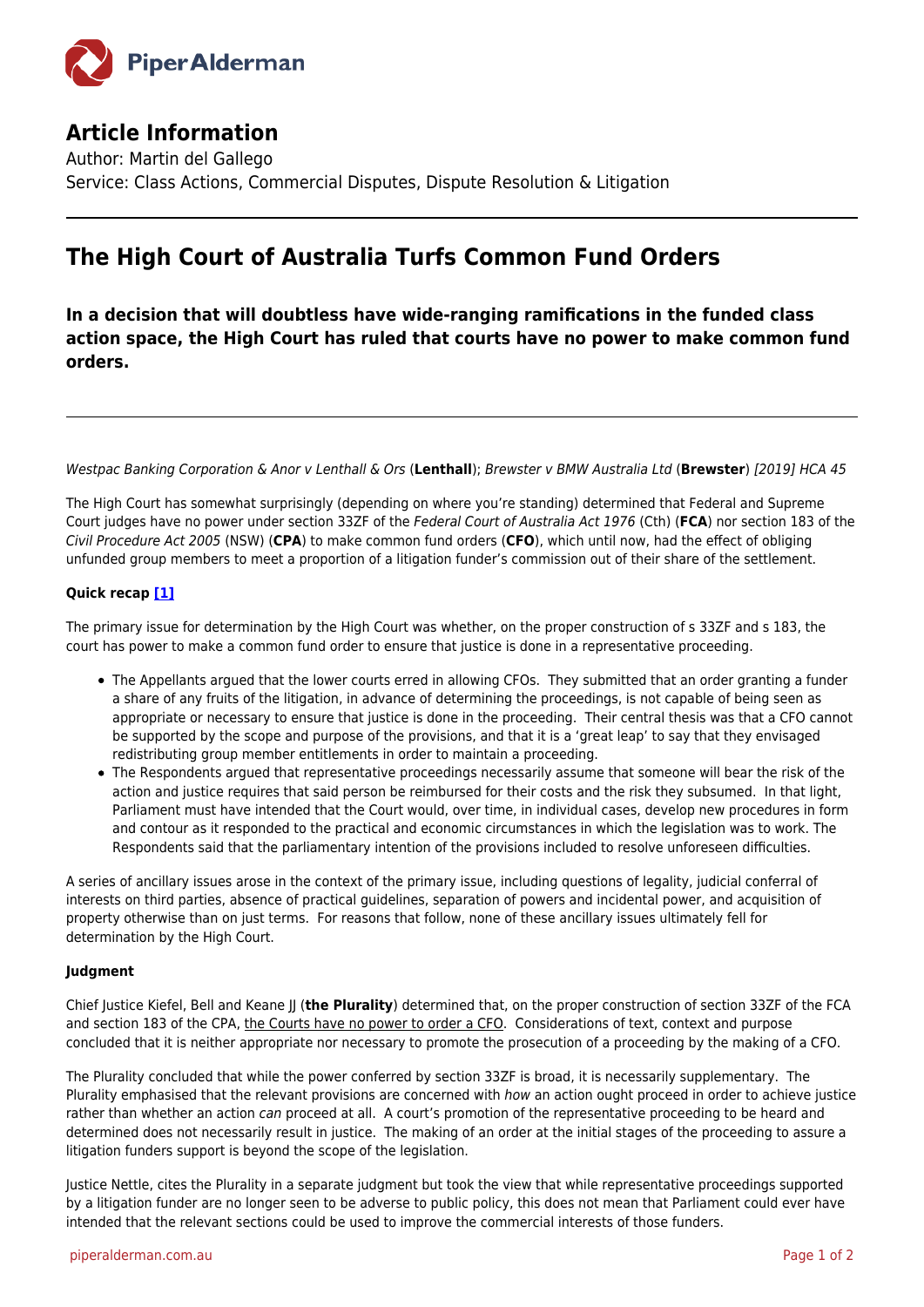## Article Information

Author: Martin del Gallego
Service: Class Actions, Commercial Disputes, Dispute Resolution & Litigation

---

# The High Court of Australia Turfs Common Fund Orders

### In a decision that will doubtless have wide-ranging ramifications in the funded class action space, the High Court has ruled that courts have no power to make common fund orders.

---

*Westpac Banking Corporation & Anor v Lenthall & Ors* (**Lenthall**); *Brewster v BMW Australia Ltd* (**Brewster**) *[2019] HCA 45*

The High Court has somewhat surprisingly (depending on where you're standing) determined that Federal and Supreme Court judges have no power under section 33ZF of the *Federal Court of Australia Act 1976* (Cth) (**FCA**) nor section 183 of the *Civil Procedure Act 2005* (NSW) (**CPA**) to make common fund orders (**CFO**), which until now, had the effect of obliging unfunded group members to meet a proportion of a litigation funder's commission out of their share of the settlement.

**Quick recap [1]**

The primary issue for determination by the High Court was whether, on the proper construction of s 33ZF and s 183, the court has power to make a common fund order to ensure that justice is done in a representative proceeding.

- The Appellants argued that the lower courts erred in allowing CFOs. They submitted that an order granting a funder a share of any fruits of the litigation, in advance of determining the proceedings, is not capable of being seen as appropriate or necessary to ensure that justice is done in the proceeding. Their central thesis was that a CFO cannot be supported by the scope and purpose of the provisions, and that it is a 'great leap' to say that they envisaged redistributing group member entitlements in order to maintain a proceeding.
- The Respondents argued that representative proceedings necessarily assume that someone will bear the risk of the action and justice requires that said person be reimbursed for their costs and the risk they subsumed. In that light, Parliament must have intended that the Court would, over time, in individual cases, develop new procedures in form and contour as it responded to the practical and economic circumstances in which the legislation was to work. The Respondents said that the parliamentary intention of the provisions included to resolve unforeseen difficulties.

A series of ancillary issues arose in the context of the primary issue, including questions of legality, judicial conferral of interests on third parties, absence of practical guidelines, separation of powers and incidental power, and acquisition of property otherwise than on just terms. For reasons that follow, none of these ancillary issues ultimately fell for determination by the High Court.

**Judgment**

Chief Justice Kiefel, Bell and Keane JJ (**the Plurality**) determined that, on the proper construction of section 33ZF of the FCA and section 183 of the CPA, the Courts have no power to order a CFO. Considerations of text, context and purpose concluded that it is neither appropriate nor necessary to promote the prosecution of a proceeding by the making of a CFO.

The Plurality concluded that while the power conferred by section 33ZF is broad, it is necessarily supplementary. The Plurality emphasised that the relevant provisions are concerned with *how* an action ought proceed in order to achieve justice rather than whether an action *can* proceed at all. A court's promotion of the representative proceeding to be heard and determined does not necessarily result in justice. The making of an order at the initial stages of the proceeding to assure a litigation funders support is beyond the scope of the legislation.

Justice Nettle, cites the Plurality in a separate judgment but took the view that while representative proceedings supported by a litigation funder are no longer seen to be adverse to public policy, this does not mean that Parliament could ever have intended that the relevant sections could be used to improve the commercial interests of those funders.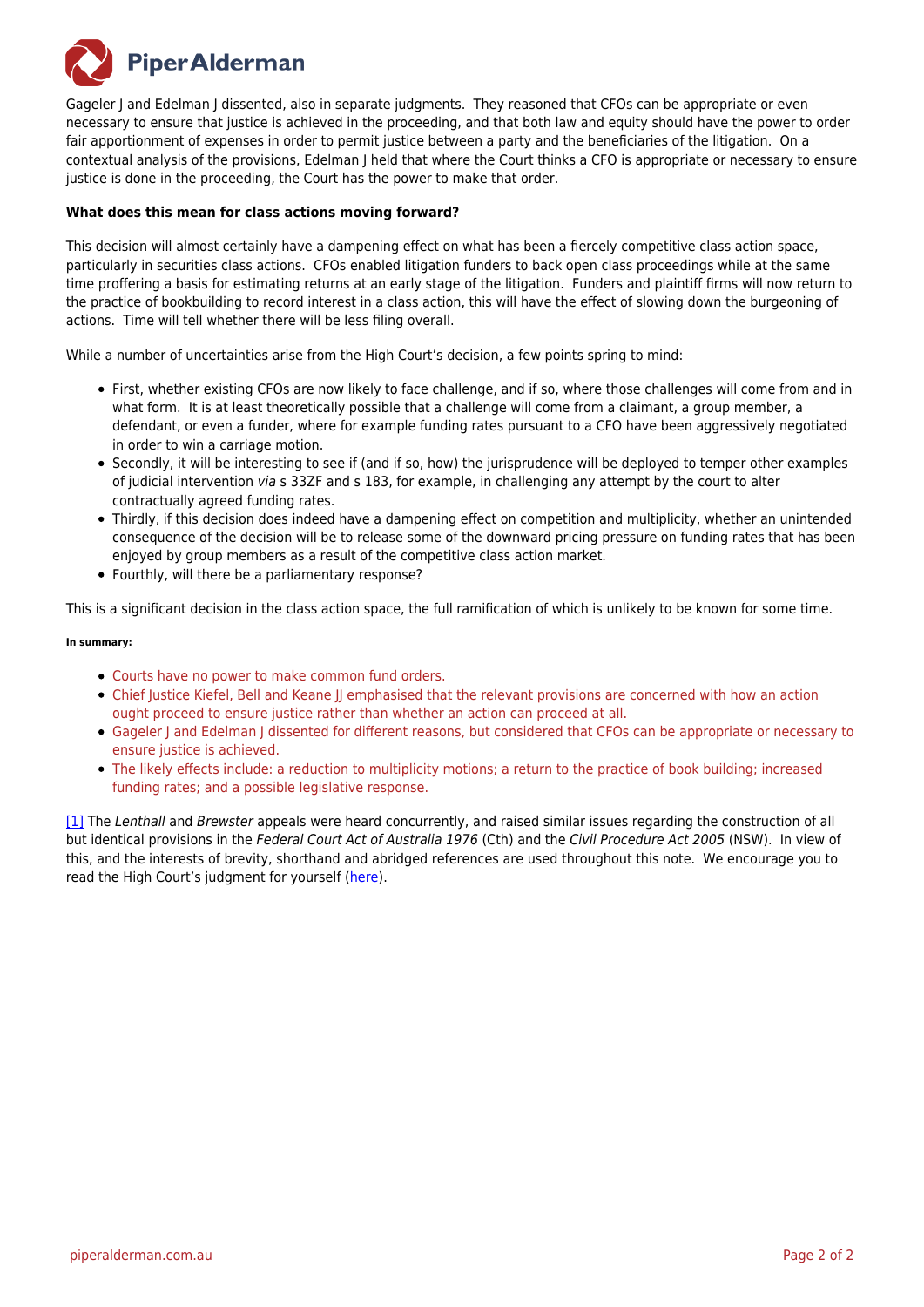Gageler J and Edelman J dissented, also in separate judgments. They reasoned that CFOs can be appropriate or even necessary to ensure that justice is achieved in the proceeding, and that both law and equity should have the power to order fair apportionment of expenses in order to permit justice between a party and the beneficiaries of the litigation. On a contextual analysis of the provisions, Edelman J held that where the Court thinks a CFO is appropriate or necessary to ensure justice is done in the proceeding, the Court has the power to make that order.

**What does this mean for class actions moving forward?**

This decision will almost certainly have a dampening effect on what has been a fiercely competitive class action space, particularly in securities class actions. CFOs enabled litigation funders to back open class proceedings while at the same time proffering a basis for estimating returns at an early stage of the litigation. Funders and plaintiff firms will now return to the practice of bookbuilding to record interest in a class action, this will have the effect of slowing down the burgeoning of actions. Time will tell whether there will be less filing overall.

While a number of uncertainties arise from the High Court's decision, a few points spring to mind:

- First, whether existing CFOs are now likely to face challenge, and if so, where those challenges will come from and in what form. It is at least theoretically possible that a challenge will come from a claimant, a group member, a defendant, or even a funder, where for example funding rates pursuant to a CFO have been aggressively negotiated in order to win a carriage motion.
- Secondly, it will be interesting to see if (and if so, how) the jurisprudence will be deployed to temper other examples of judicial intervention *via* s 33ZF and s 183, for example, in challenging any attempt by the court to alter contractually agreed funding rates.
- Thirdly, if this decision does indeed have a dampening effect on competition and multiplicity, whether an unintended consequence of the decision will be to release some of the downward pricing pressure on funding rates that has been enjoyed by group members as a result of the competitive class action market.
- Fourthly, will there be a parliamentary response?

This is a significant decision in the class action space, the full ramification of which is unlikely to be known for some time.

**In summary:**

- Courts have no power to make common fund orders.
- Chief Justice Kiefel, Bell and Keane JJ emphasised that the relevant provisions are concerned with how an action ought proceed to ensure justice rather than whether an action can proceed at all.
- Gageler J and Edelman J dissented for different reasons, but considered that CFOs can be appropriate or necessary to ensure justice is achieved.
- The likely effects include: a reduction to multiplicity motions; a return to the practice of book building; increased funding rates; and a possible legislative response.

[1] The *Lenthall* and *Brewster* appeals were heard concurrently, and raised similar issues regarding the construction of all but identical provisions in the *Federal Court Act of Australia 1976* (Cth) and the *Civil Procedure Act 2005* (NSW). In view of this, and the interests of brevity, shorthand and abridged references are used throughout this note. We encourage you to read the High Court's judgment for yourself (here).